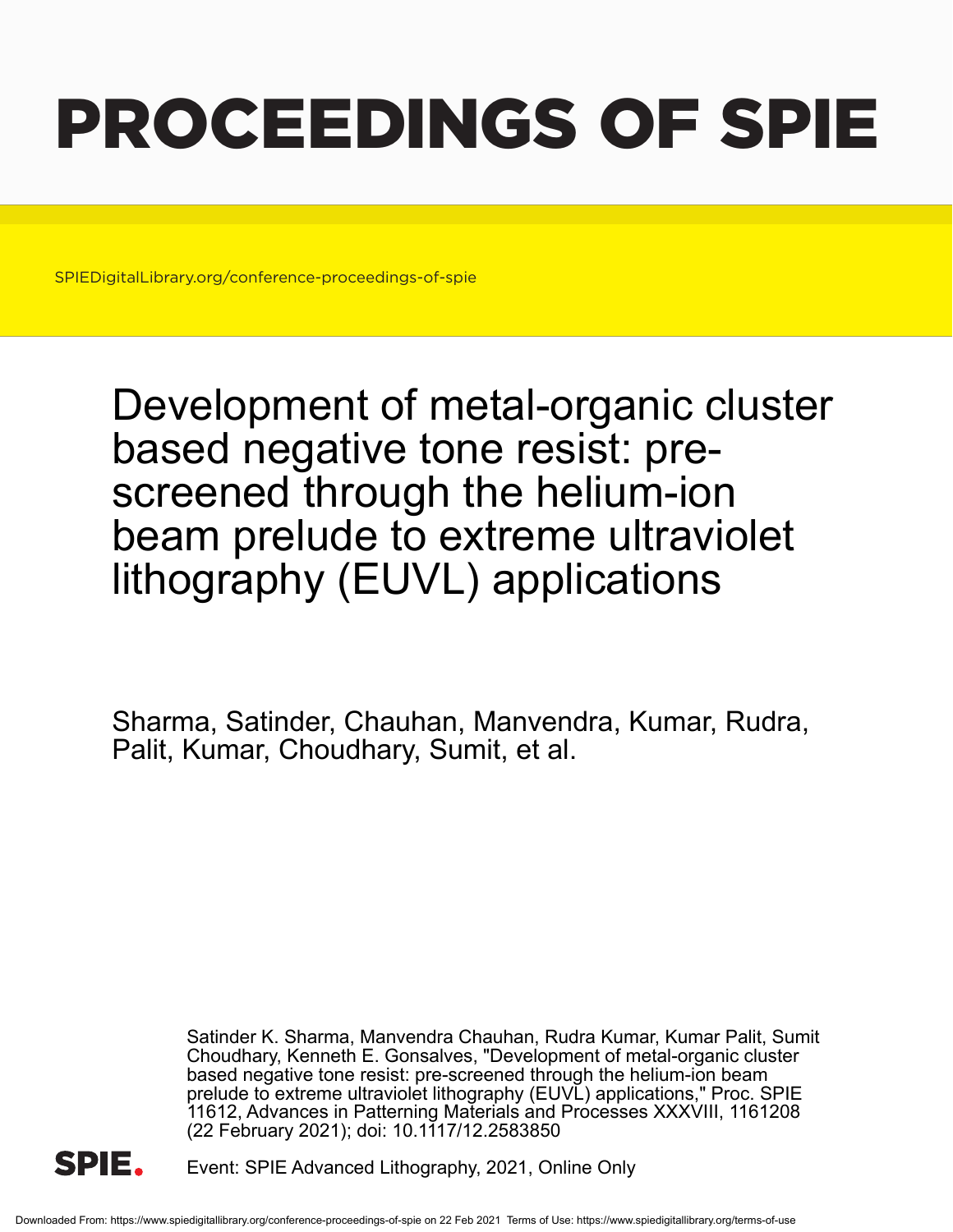# PROCEEDINGS OF SPIE

SPIEDigitalLibrary.org/conference-proceedings-of-spie

## Development of metal-organic cluster based negative tone resist: pre-screened through the helium-ion beam prelude to extreme ultraviolet lithography (EUVL) applications

Sharma, Satinder, Chauhan, Manvendra, Kumar, Rudra, Palit, Kumar, Choudhary, Sumit, et al.

Satinder K. Sharma, Manvendra Chauhan, Rudra Kumar, Kumar Palit, Sumit Choudhary, Kenneth E. Gonsalves, "Development of metal-organic cluster based negative tone resist: pre-screened through the helium-ion beam prelude to extreme ultraviolet lithography (EUVL) applications," Proc. SPIE 11612, Advances in Patterning Materials and Processes XXXVIII, 1161208 (22 February 2021); doi: 10.1117/12.2583850

Event: SPIE Advanced Lithography, 2021, Online Only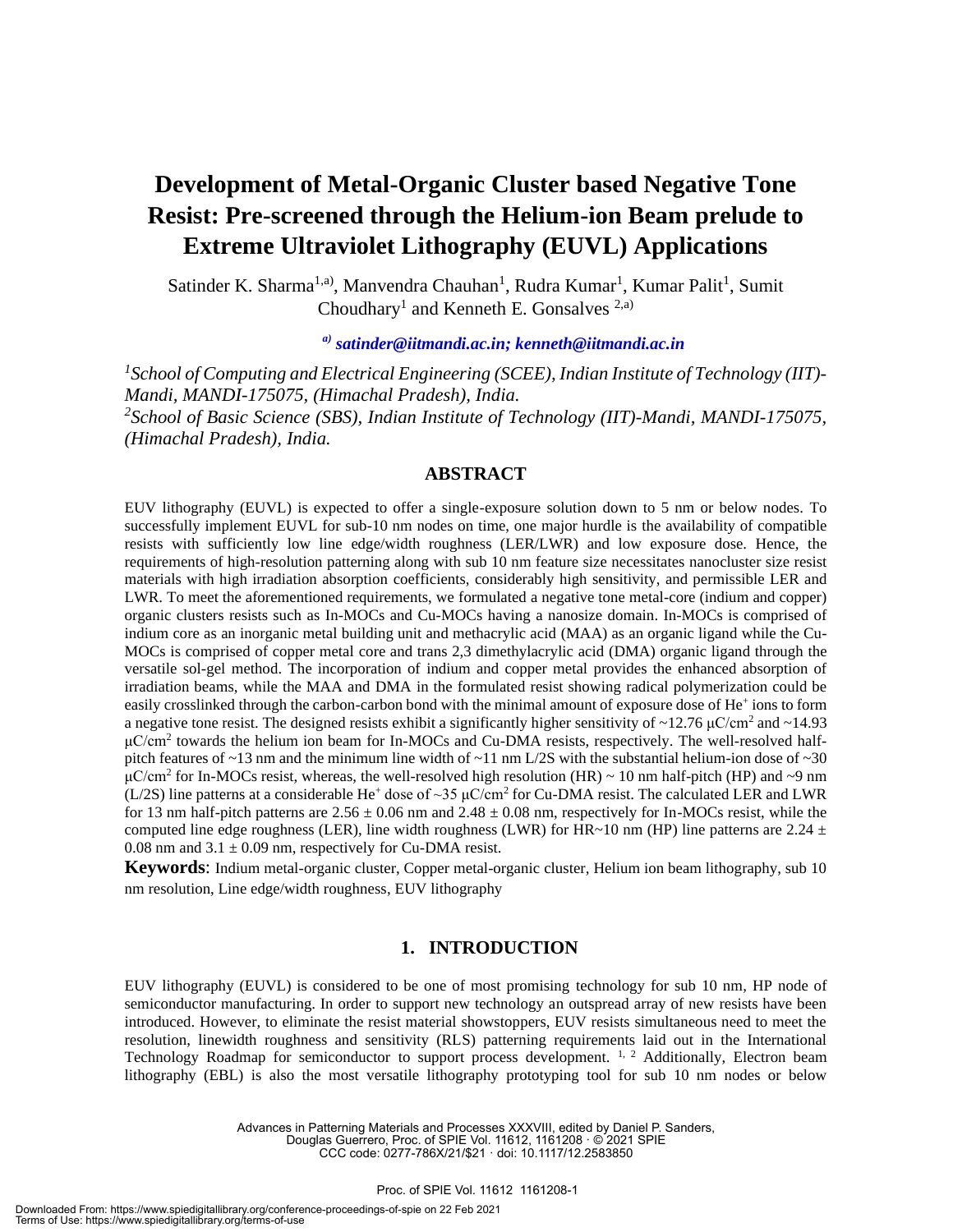# Development of Metal-Organic Cluster based Negative Tone Resist: Pre-screened through the Helium-ion Beam prelude to Extreme Ultraviolet Lithography (EUVL) Applications

Satinder K. Sharma[1,a)], Manvendra Chauhan[1], Rudra Kumar[1], Kumar Palit[1], Sumit Choudhary[1] and Kenneth E. Gonsalves [2,a)]

*[a)] satinder@iitmandi.ac.in; kenneth@iitmandi.ac.in*

*[1]School of Computing and Electrical Engineering (SCEE), Indian Institute of Technology (IIT)-Mandi, MANDI-175075, (Himachal Pradesh), India.*
*[2]School of Basic Science (SBS), Indian Institute of Technology (IIT)-Mandi, MANDI-175075, (Himachal Pradesh), India.*

## ABSTRACT

EUV lithography (EUVL) is expected to offer a single-exposure solution down to 5 nm or below nodes. To successfully implement EUVL for sub-10 nm nodes on time, one major hurdle is the availability of compatible resists with sufficiently low line edge/width roughness (LER/LWR) and low exposure dose. Hence, the requirements of high-resolution patterning along with sub 10 nm feature size necessitates nanocluster size resist materials with high irradiation absorption coefficients, considerably high sensitivity, and permissible LER and LWR. To meet the aforementioned requirements, we formulated a negative tone metal-core (indium and copper) organic clusters resists such as In-MOCs and Cu-MOCs having a nanosize domain. In-MOCs is comprised of indium core as an inorganic metal building unit and methacrylic acid (MAA) as an organic ligand while the Cu-MOCs is comprised of copper metal core and trans 2,3 dimethylacrylic acid (DMA) organic ligand through the versatile sol-gel method. The incorporation of indium and copper metal provides the enhanced absorption of irradiation beams, while the MAA and DMA in the formulated resist showing radical polymerization could be easily crosslinked through the carbon-carbon bond with the minimal amount of exposure dose of $He^+$ ions to form a negative tone resist. The designed resists exhibit a significantly higher sensitivity of ~12.76 μC/cm$^2$ and ~14.93 μC/cm$^2$ towards the helium ion beam for In-MOCs and Cu-DMA resists, respectively. The well-resolved half-pitch features of ~13 nm and the minimum line width of ~11 nm L/2S with the substantial helium-ion dose of ~30 μC/cm$^2$ for In-MOCs resist, whereas, the well-resolved high resolution (HR) ~ 10 nm half-pitch (HP) and ~9 nm (L/2S) line patterns at a considerable $He^+$ dose of ~35 μC/cm$^2$ for Cu-DMA resist. The calculated LER and LWR for 13 nm half-pitch patterns are 2.56 ± 0.06 nm and 2.48 ± 0.08 nm, respectively for In-MOCs resist, while the computed line edge roughness (LER), line width roughness (LWR) for HR~10 nm (HP) line patterns are 2.24 ± 0.08 nm and 3.1 ± 0.09 nm, respectively for Cu-DMA resist.

**Keywords**: Indium metal-organic cluster, Copper metal-organic cluster, Helium ion beam lithography, sub 10 nm resolution, Line edge/width roughness, EUV lithography

## 1. INTRODUCTION

EUV lithography (EUVL) is considered to be one of most promising technology for sub 10 nm, HP node of semiconductor manufacturing. In order to support new technology an outspread array of new resists have been introduced. However, to eliminate the resist material showstoppers, EUV resists simultaneous need to meet the resolution, linewidth roughness and sensitivity (RLS) patterning requirements laid out in the International Technology Roadmap for semiconductor to support process development. [1, 2] Additionally, Electron beam lithography (EBL) is also the most versatile lithography prototyping tool for sub 10 nm nodes or below

Advances in Patterning Materials and Processes XXXVIII, edited by Daniel P. Sanders, Douglas Guerrero, Proc. of SPIE Vol. 11612, 1161208 · © 2021 SPIE
CCC code: 0277-786X/21/$21 · doi: 10.1117/12.2583850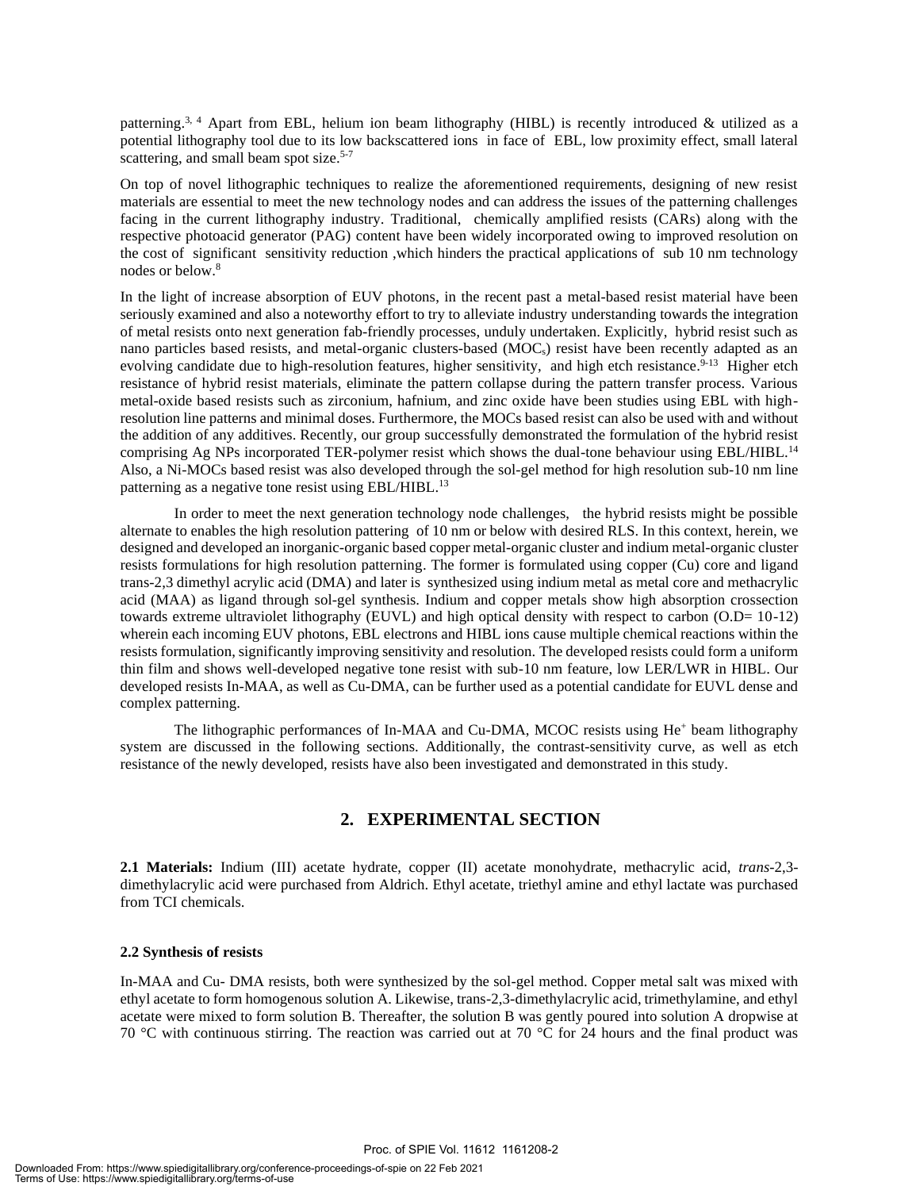patterning.[3, 4] Apart from EBL, helium ion beam lithography (HIBL) is recently introduced & utilized as a potential lithography tool due to its low backscattered ions in face of EBL, low proximity effect, small lateral scattering, and small beam spot size.[5-7]

On top of novel lithographic techniques to realize the aforementioned requirements, designing of new resist materials are essential to meet the new technology nodes and can address the issues of the patterning challenges facing in the current lithography industry. Traditional, chemically amplified resists (CARs) along with the respective photoacid generator (PAG) content have been widely incorporated owing to improved resolution on the cost of significant sensitivity reduction ,which hinders the practical applications of sub 10 nm technology nodes or below.[8]

In the light of increase absorption of EUV photons, in the recent past a metal-based resist material have been seriously examined and also a noteworthy effort to try to alleviate industry understanding towards the integration of metal resists onto next generation fab-friendly processes, unduly undertaken. Explicitly, hybrid resist such as nano particles based resists, and metal-organic clusters-based ($MOC_s$) resist have been recently adapted as an evolving candidate due to high-resolution features, higher sensitivity, and high etch resistance.[9-13] Higher etch resistance of hybrid resist materials, eliminate the pattern collapse during the pattern transfer process. Various metal-oxide based resists such as zirconium, hafnium, and zinc oxide have been studies using EBL with high-resolution line patterns and minimal doses. Furthermore, the MOCs based resist can also be used with and without the addition of any additives. Recently, our group successfully demonstrated the formulation of the hybrid resist comprising Ag NPs incorporated TER-polymer resist which shows the dual-tone behaviour using EBL/HIBL.[14] Also, a Ni-MOCs based resist was also developed through the sol-gel method for high resolution sub-10 nm line patterning as a negative tone resist using EBL/HIBL.[13]

In order to meet the next generation technology node challenges, the hybrid resists might be possible alternate to enables the high resolution pattering of 10 nm or below with desired RLS. In this context, herein, we designed and developed an inorganic-organic based copper metal-organic cluster and indium metal-organic cluster resists formulations for high resolution patterning. The former is formulated using copper (Cu) core and ligand trans-2,3 dimethyl acrylic acid (DMA) and later is synthesized using indium metal as metal core and methacrylic acid (MAA) as ligand through sol-gel synthesis. Indium and copper metals show high absorption crossection towards extreme ultraviolet lithography (EUVL) and high optical density with respect to carbon (O.D= 10-12) wherein each incoming EUV photons, EBL electrons and HIBL ions cause multiple chemical reactions within the resists formulation, significantly improving sensitivity and resolution. The developed resists could form a uniform thin film and shows well-developed negative tone resist with sub-10 nm feature, low LER/LWR in HIBL. Our developed resists In-MAA, as well as Cu-DMA, can be further used as a potential candidate for EUVL dense and complex patterning.

The lithographic performances of In-MAA and Cu-DMA, MCOC resists using $He^+$ beam lithography system are discussed in the following sections. Additionally, the contrast-sensitivity curve, as well as etch resistance of the newly developed, resists have also been investigated and demonstrated in this study.

## 2. EXPERIMENTAL SECTION

**2.1 Materials:** Indium (III) acetate hydrate, copper (II) acetate monohydrate, methacrylic acid, *trans*-2,3-dimethylacrylic acid were purchased from Aldrich. Ethyl acetate, triethyl amine and ethyl lactate was purchased from TCI chemicals.

### 2.2 Synthesis of resists

In-MAA and Cu- DMA resists, both were synthesized by the sol-gel method. Copper metal salt was mixed with ethyl acetate to form homogenous solution A. Likewise, trans-2,3-dimethylacrylic acid, trimethylamine, and ethyl acetate were mixed to form solution B. Thereafter, the solution B was gently poured into solution A dropwise at 70 °C with continuous stirring. The reaction was carried out at 70 °C for 24 hours and the final product was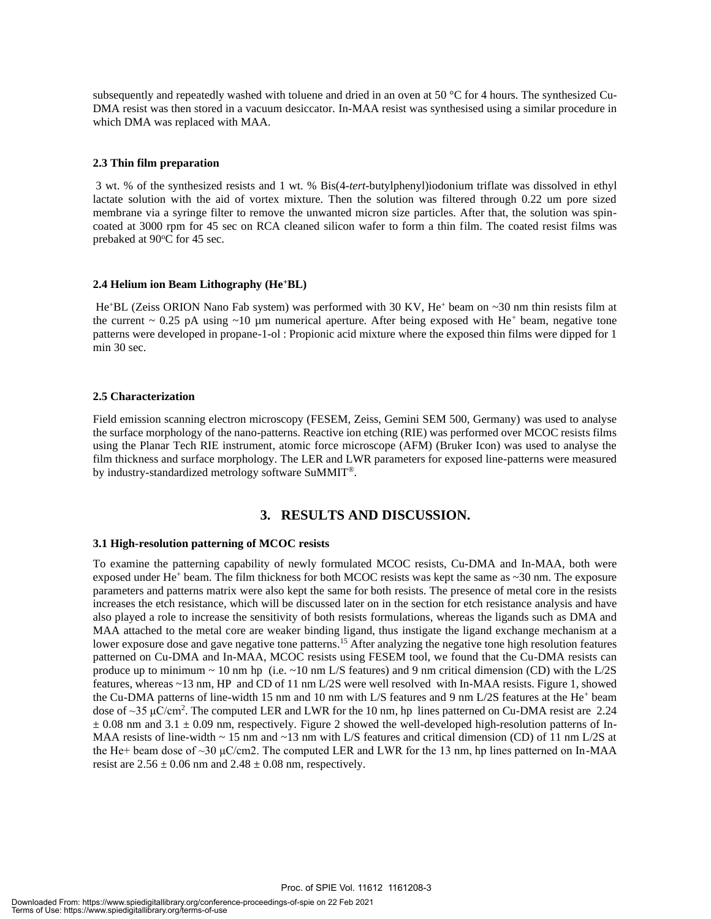subsequently and repeatedly washed with toluene and dried in an oven at 50 °C for 4 hours. The synthesized Cu-DMA resist was then stored in a vacuum desiccator. In-MAA resist was synthesised using a similar procedure in which DMA was replaced with MAA.

### 2.3 Thin film preparation

3 wt. % of the synthesized resists and 1 wt. % Bis(4-*tert*-butylphenyl)iodonium triflate was dissolved in ethyl lactate solution with the aid of vortex mixture. Then the solution was filtered through 0.22 um pore sized membrane via a syringe filter to remove the unwanted micron size particles. After that, the solution was spin-coated at 3000 rpm for 45 sec on RCA cleaned silicon wafer to form a thin film. The coated resist films was prebaked at 90°C for 45 sec.

### 2.4 Helium ion Beam Lithography ($He^+$BL)

$He^+$BL (Zeiss ORION Nano Fab system) was performed with 30 KV, $He^+$ beam on ~30 nm thin resists film at the current ~ 0.25 pA using ~10 µm numerical aperture. After being exposed with $He^+$ beam, negative tone patterns were developed in propane-1-ol : Propionic acid mixture where the exposed thin films were dipped for 1 min 30 sec.

### 2.5 Characterization

Field emission scanning electron microscopy (FESEM, Zeiss, Gemini SEM 500, Germany) was used to analyse the surface morphology of the nano-patterns. Reactive ion etching (RIE) was performed over MCOC resists films using the Planar Tech RIE instrument, atomic force microscope (AFM) (Bruker Icon) was used to analyse the film thickness and surface morphology. The LER and LWR parameters for exposed line-patterns were measured by industry-standardized metrology software SuMMIT®.

## 3. RESULTS AND DISCUSSION.

### 3.1 High-resolution patterning of MCOC resists

To examine the patterning capability of newly formulated MCOC resists, Cu-DMA and In-MAA, both were exposed under $He^+$ beam. The film thickness for both MCOC resists was kept the same as ~30 nm. The exposure parameters and patterns matrix were also kept the same for both resists. The presence of metal core in the resists increases the etch resistance, which will be discussed later on in the section for etch resistance analysis and have also played a role to increase the sensitivity of both resists formulations, whereas the ligands such as DMA and MAA attached to the metal core are weaker binding ligand, thus instigate the ligand exchange mechanism at a lower exposure dose and gave negative tone patterns.[15] After analyzing the negative tone high resolution features patterned on Cu-DMA and In-MAA, MCOC resists using FESEM tool, we found that the Cu-DMA resists can produce up to minimum ~ 10 nm hp (i.e. ~10 nm L/S features) and 9 nm critical dimension (CD) with the L/2S features, whereas ~13 nm, HP and CD of 11 nm L/2S were well resolved with In-MAA resists. Figure 1, showed the Cu-DMA patterns of line-width 15 nm and 10 nm with L/S features and 9 nm L/2S features at the $He^+$ beam dose of ~35 µC/cm$^2$. The computed LER and LWR for the 10 nm, hp lines patterned on Cu-DMA resist are 2.24 ± 0.08 nm and 3.1 ± 0.09 nm, respectively. Figure 2 showed the well-developed high-resolution patterns of In-MAA resists of line-width ~ 15 nm and ~13 nm with L/S features and critical dimension (CD) of 11 nm L/2S at the He+ beam dose of ~30 µC/cm2. The computed LER and LWR for the 13 nm, hp lines patterned on In-MAA resist are 2.56 ± 0.06 nm and 2.48 ± 0.08 nm, respectively.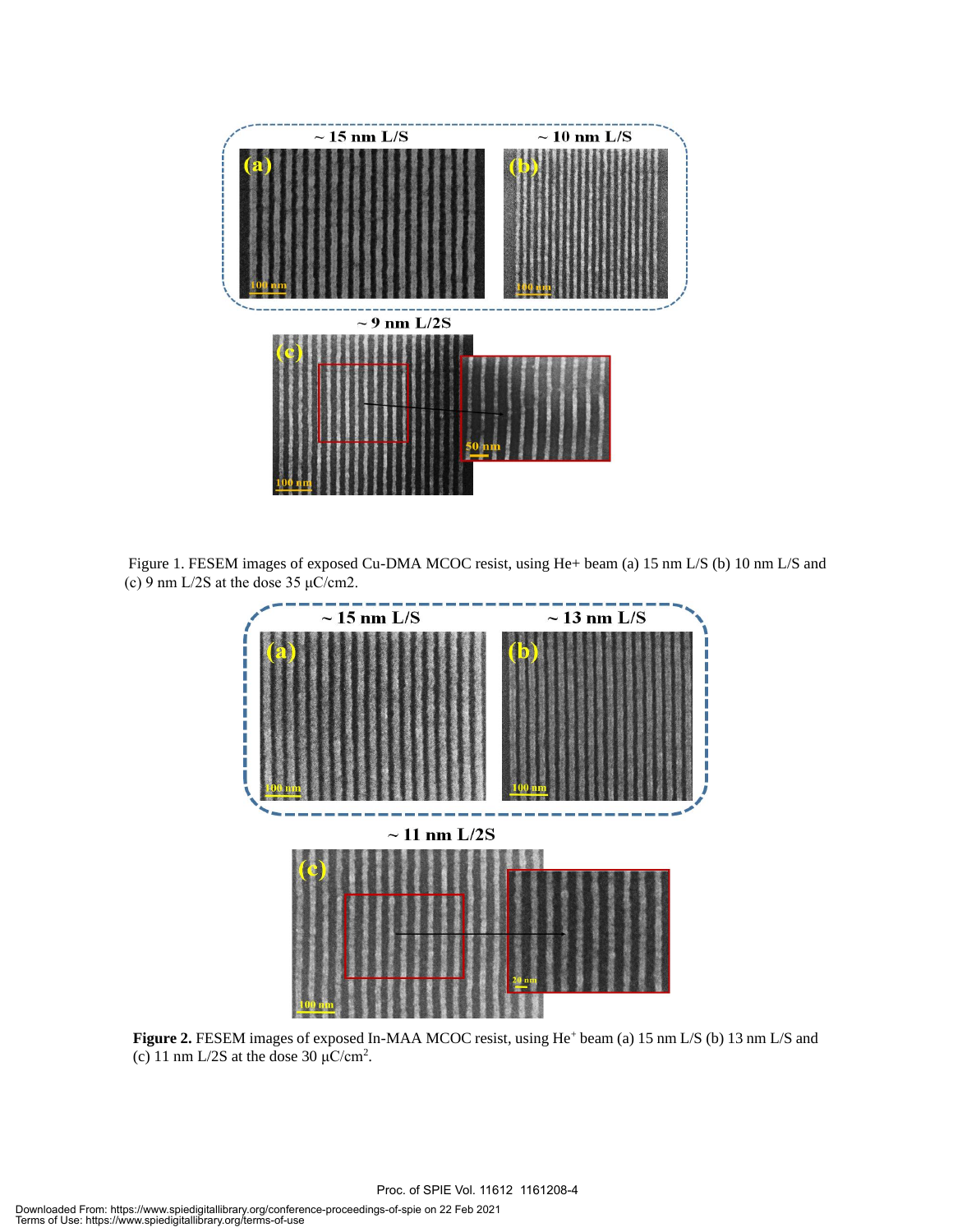Figure 1. FESEM images of exposed Cu-DMA MCOC resist, using He+ beam (a) 15 nm L/S (b) 10 nm L/S and (c) 9 nm L/2S at the dose 35 µC/cm2.

**Figure 2.** FESEM images of exposed In-MAA MCOC resist, using $He^{+}$ beam (a) 15 nm L/S (b) 13 nm L/S and (c) 11 nm L/2S at the dose 30 $\mu C/cm^2$.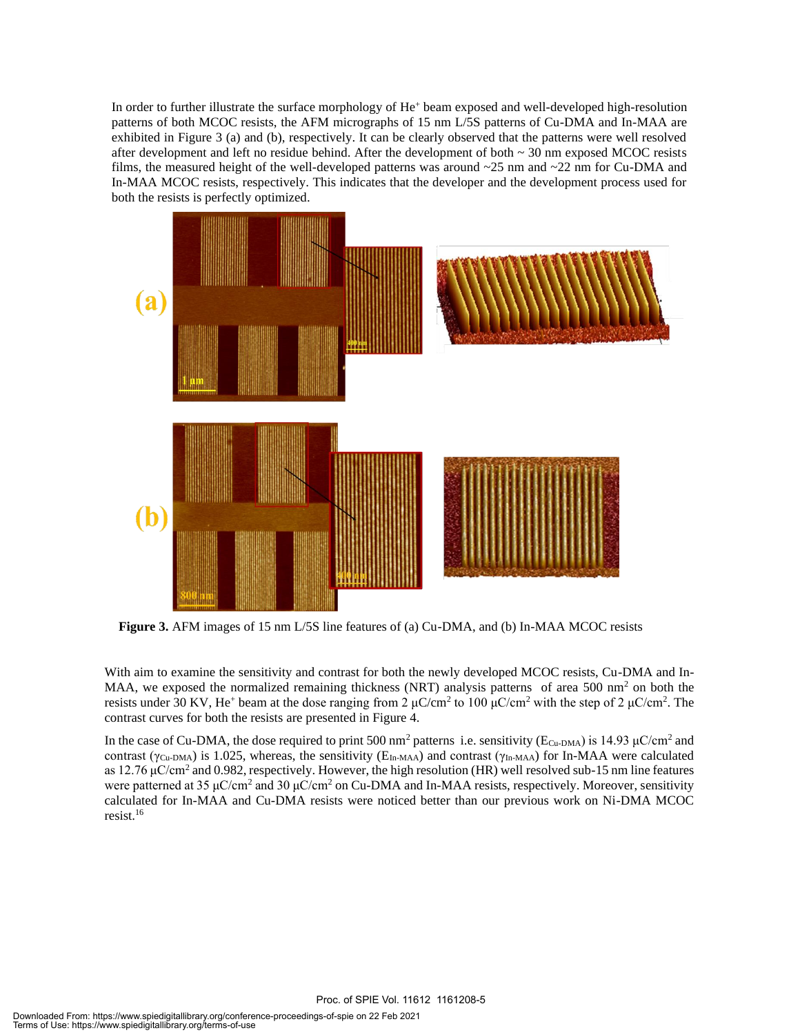In order to further illustrate the surface morphology of $He^+$ beam exposed and well-developed high-resolution patterns of both MCOC resists, the AFM micrographs of 15 nm L/5S patterns of Cu-DMA and In-MAA are exhibited in Figure 3 (a) and (b), respectively. It can be clearly observed that the patterns were well resolved after development and left no residue behind. After the development of both ~ 30 nm exposed MCOC resists films, the measured height of the well-developed patterns was around ~25 nm and ~22 nm for Cu-DMA and In-MAA MCOC resists, respectively. This indicates that the developer and the development process used for both the resists is perfectly optimized.

**Figure 3.** AFM images of 15 nm L/5S line features of (a) Cu-DMA, and (b) In-MAA MCOC resists

With aim to examine the sensitivity and contrast for both the newly developed MCOC resists, Cu-DMA and In-MAA, we exposed the normalized remaining thickness (NRT) analysis patterns of area 500 $nm^2$ on both the resists under 30 KV, $He^+$ beam at the dose ranging from 2 $\mu C/cm^2$ to 100 $\mu C/cm^2$ with the step of 2 $\mu C/cm^2$. The contrast curves for both the resists are presented in Figure 4.

In the case of Cu-DMA, the dose required to print 500 $nm^2$ patterns i.e. sensitivity ($E_{Cu\text{-}DMA}$) is 14.93 $\mu C/cm^2$ and contrast ($\gamma_{Cu\text{-}DMA}$) is 1.025, whereas, the sensitivity ($E_{In\text{-}MAA}$) and contrast ($\gamma_{In\text{-}MAA}$) for In-MAA were calculated as 12.76 $\mu C/cm^2$ and 0.982, respectively. However, the high resolution (HR) well resolved sub-15 nm line features were patterned at 35 $\mu C/cm^2$ and 30 $\mu C/cm^2$ on Cu-DMA and In-MAA resists, respectively. Moreover, sensitivity calculated for In-MAA and Cu-DMA resists were noticed better than our previous work on Ni-DMA MCOC resist.[16]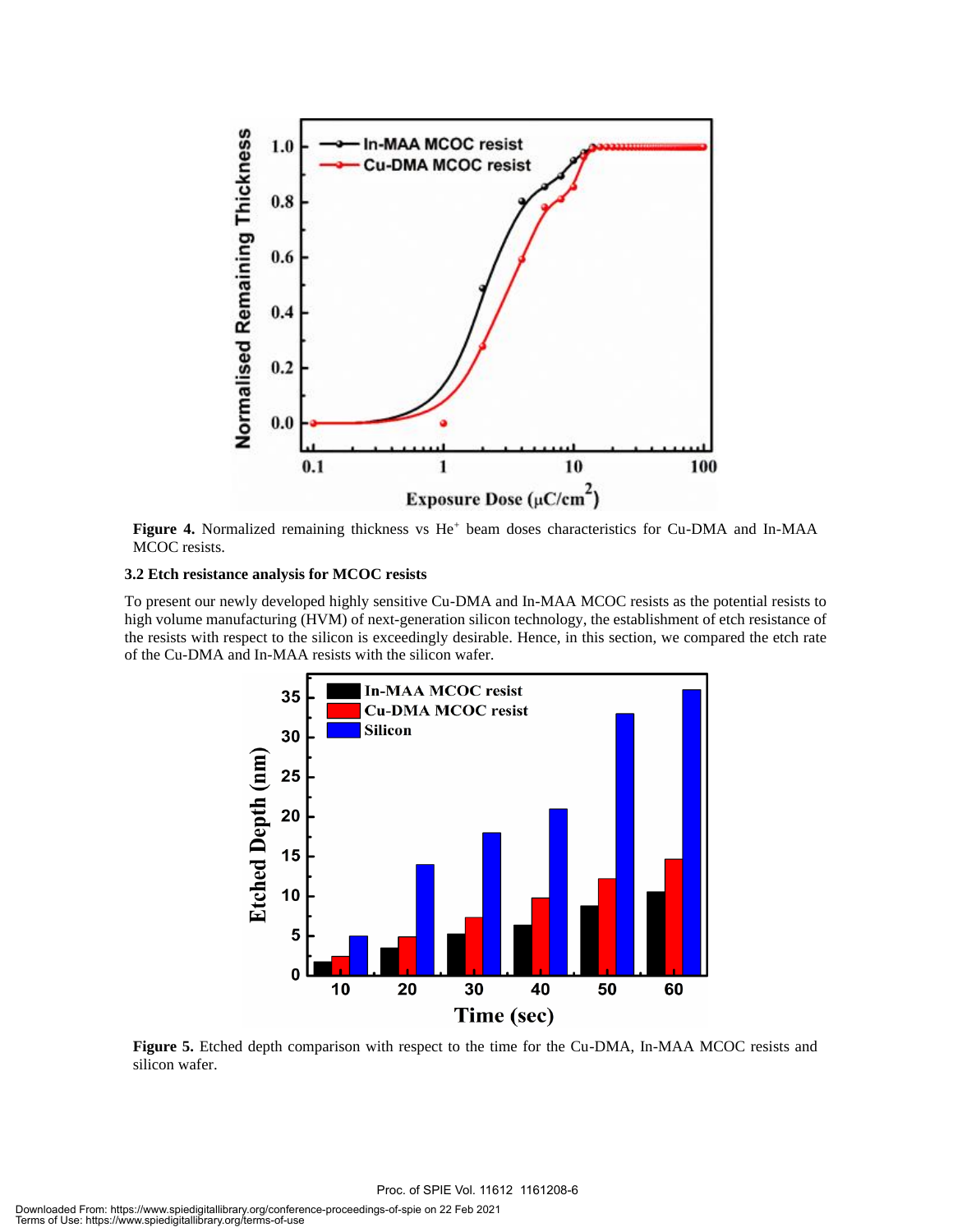Figure 4. Normalized remaining thickness vs $He^{+}$ beam doses characteristics for Cu-DMA and In-MAA MCOC resists.

### 3.2 Etch resistance analysis for MCOC resists

To present our newly developed highly sensitive Cu-DMA and In-MAA MCOC resists as the potential resists to high volume manufacturing (HVM) of next-generation silicon technology, the establishment of etch resistance of the resists with respect to the silicon is exceedingly desirable. Hence, in this section, we compared the etch rate of the Cu-DMA and In-MAA resists with the silicon wafer.

Figure 5. Etched depth comparison with respect to the time for the Cu-DMA, In-MAA MCOC resists and silicon wafer.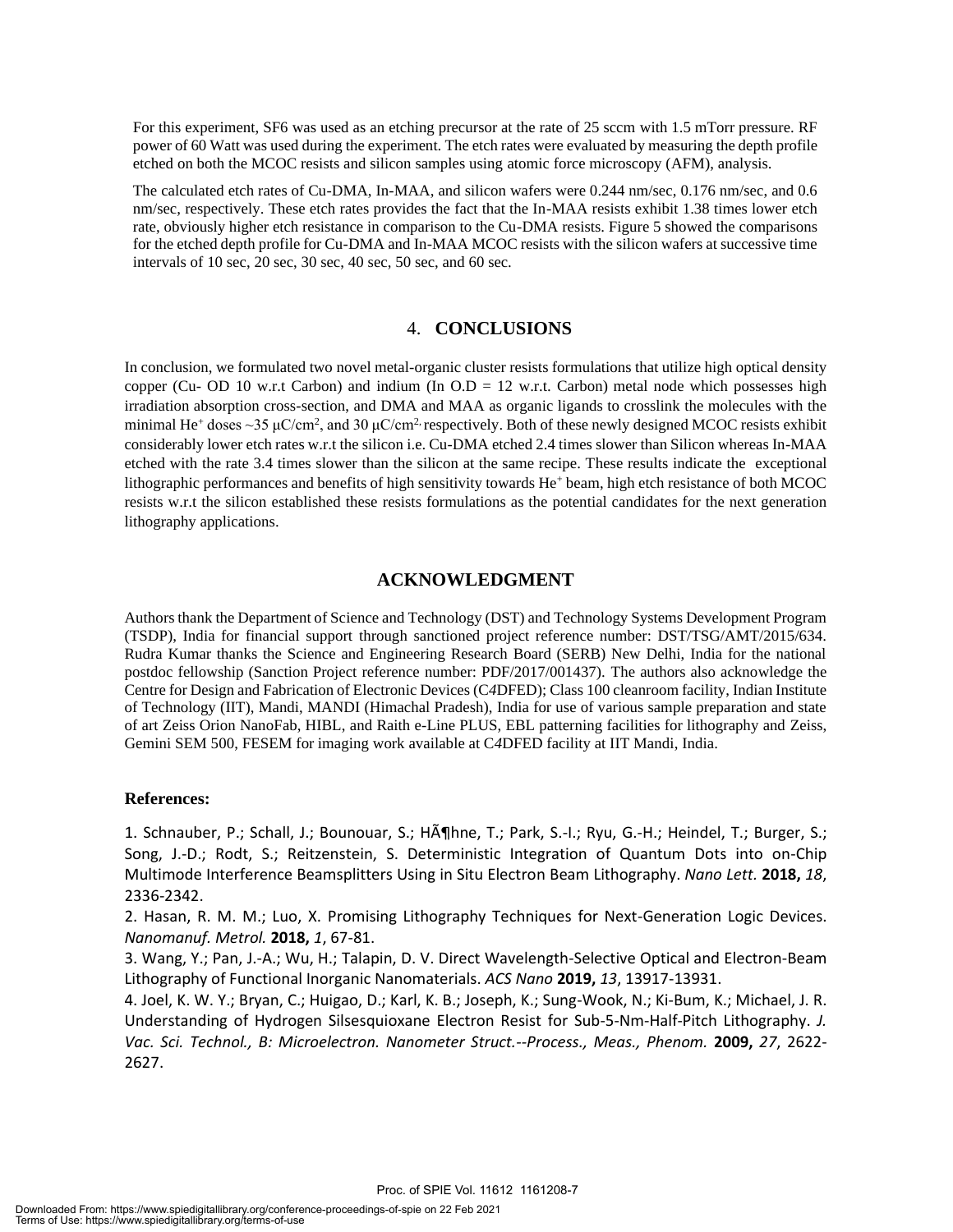For this experiment, $SF_6$ was used as an etching precursor at the rate of 25 sccm with 1.5 mTorr pressure. RF power of 60 Watt was used during the experiment. The etch rates were evaluated by measuring the depth profile etched on both the MCOC resists and silicon samples using atomic force microscopy (AFM), analysis.

The calculated etch rates of Cu-DMA, In-MAA, and silicon wafers were 0.244 nm/sec, 0.176 nm/sec, and 0.6 nm/sec, respectively. These etch rates provides the fact that the In-MAA resists exhibit 1.38 times lower etch rate, obviously higher etch resistance in comparison to the Cu-DMA resists. Figure 5 showed the comparisons for the etched depth profile for Cu-DMA and In-MAA MCOC resists with the silicon wafers at successive time intervals of 10 sec, 20 sec, 30 sec, 40 sec, 50 sec, and 60 sec.

## 4. CONCLUSIONS

In conclusion, we formulated two novel metal-organic cluster resists formulations that utilize high optical density copper (Cu- OD 10 w.r.t Carbon) and indium (In O.D = 12 w.r.t. Carbon) metal node which possesses high irradiation absorption cross-section, and DMA and MAA as organic ligands to crosslink the molecules with the minimal $He^{+}$ doses ~35 $\mu C/cm^2$, and 30 $\mu C/cm^2$, respectively. Both of these newly designed MCOC resists exhibit considerably lower etch rates w.r.t the silicon i.e. Cu-DMA etched 2.4 times slower than Silicon whereas In-MAA etched with the rate 3.4 times slower than the silicon at the same recipe. These results indicate the exceptional lithographic performances and benefits of high sensitivity towards $He^{+}$ beam, high etch resistance of both MCOC resists w.r.t the silicon established these resists formulations as the potential candidates for the next generation lithography applications.

## ACKNOWLEDGMENT

Authors thank the Department of Science and Technology (DST) and Technology Systems Development Program (TSDP), India for financial support through sanctioned project reference number: DST/TSG/AMT/2015/634. Rudra Kumar thanks the Science and Engineering Research Board (SERB) New Delhi, India for the national postdoc fellowship (Sanction Project reference number: PDF/2017/001437). The authors also acknowledge the Centre for Design and Fabrication of Electronic Devices (C*4*DFED); Class 100 cleanroom facility, Indian Institute of Technology (IIT), Mandi, MANDI (Himachal Pradesh), India for use of various sample preparation and state of art Zeiss Orion NanoFab, HIBL, and Raith e-Line PLUS, EBL patterning facilities for lithography and Zeiss, Gemini SEM 500, FESEM for imaging work available at C*4*DFED facility at IIT Mandi, India.

### References:

1. Schnauber, P.; Schall, J.; Bounouar, S.; HÃ¶hne, T.; Park, S.-I.; Ryu, G.-H.; Heindel, T.; Burger, S.; Song, J.-D.; Rodt, S.; Reitzenstein, S. Deterministic Integration of Quantum Dots into on-Chip Multimode Interference Beamsplitters Using in Situ Electron Beam Lithography. *Nano Lett.* **2018,** *18*, 2336-2342.
2. Hasan, R. M. M.; Luo, X. Promising Lithography Techniques for Next-Generation Logic Devices. *Nanomanuf. Metrol.* **2018,** *1*, 67-81.
3. Wang, Y.; Pan, J.-A.; Wu, H.; Talapin, D. V. Direct Wavelength-Selective Optical and Electron-Beam Lithography of Functional Inorganic Nanomaterials. *ACS Nano* **2019,** *13*, 13917-13931.
4. Joel, K. W. Y.; Bryan, C.; Huigao, D.; Karl, K. B.; Joseph, K.; Sung-Wook, N.; Ki-Bum, K.; Michael, J. R. Understanding of Hydrogen Silsesquioxane Electron Resist for Sub-5-Nm-Half-Pitch Lithography. *J. Vac. Sci. Technol., B: Microelectron. Nanometer Struct.--Process., Meas., Phenom.* **2009,** *27*, 2622-2627.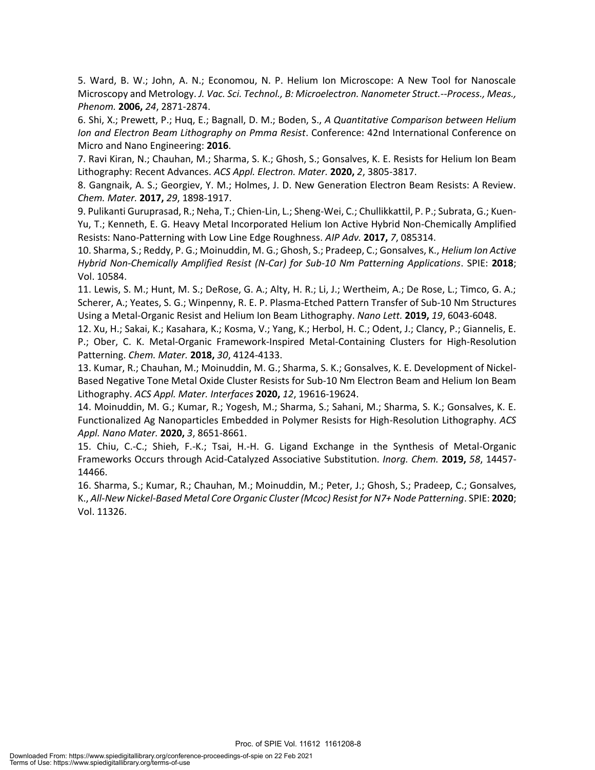5. Ward, B. W.; John, A. N.; Economou, N. P. Helium Ion Microscope: A New Tool for Nanoscale Microscopy and Metrology. *J. Vac. Sci. Technol., B: Microelectron. Nanometer Struct.--Process., Meas., Phenom.* **2006,** *24*, 2871-2874.

6. Shi, X.; Prewett, P.; Huq, E.; Bagnall, D. M.; Boden, S., *A Quantitative Comparison between Helium Ion and Electron Beam Lithography on Pmma Resist*. Conference: 42nd International Conference on Micro and Nano Engineering: **2016**.

7. Ravi Kiran, N.; Chauhan, M.; Sharma, S. K.; Ghosh, S.; Gonsalves, K. E. Resists for Helium Ion Beam Lithography: Recent Advances. *ACS Appl. Electron. Mater.* **2020,** *2*, 3805-3817.

8. Gangnaik, A. S.; Georgiev, Y. M.; Holmes, J. D. New Generation Electron Beam Resists: A Review. *Chem. Mater.* **2017,** *29*, 1898-1917.

9. Pulikanti Guruprasad, R.; Neha, T.; Chien-Lin, L.; Sheng-Wei, C.; Chullikkattil, P. P.; Subrata, G.; Kuen-Yu, T.; Kenneth, E. G. Heavy Metal Incorporated Helium Ion Active Hybrid Non-Chemically Amplified Resists: Nano-Patterning with Low Line Edge Roughness. *AIP Adv.* **2017,** *7*, 085314.

10. Sharma, S.; Reddy, P. G.; Moinuddin, M. G.; Ghosh, S.; Pradeep, C.; Gonsalves, K., *Helium Ion Active Hybrid Non-Chemically Amplified Resist (N-Car) for Sub-10 Nm Patterning Applications*. SPIE: **2018**; Vol. 10584.

11. Lewis, S. M.; Hunt, M. S.; DeRose, G. A.; Alty, H. R.; Li, J.; Wertheim, A.; De Rose, L.; Timco, G. A.; Scherer, A.; Yeates, S. G.; Winpenny, R. E. P. Plasma-Etched Pattern Transfer of Sub-10 Nm Structures Using a Metal-Organic Resist and Helium Ion Beam Lithography. *Nano Lett.* **2019,** *19*, 6043-6048.

12. Xu, H.; Sakai, K.; Kasahara, K.; Kosma, V.; Yang, K.; Herbol, H. C.; Odent, J.; Clancy, P.; Giannelis, E. P.; Ober, C. K. Metal-Organic Framework-Inspired Metal-Containing Clusters for High-Resolution Patterning. *Chem. Mater.* **2018,** *30*, 4124-4133.

13. Kumar, R.; Chauhan, M.; Moinuddin, M. G.; Sharma, S. K.; Gonsalves, K. E. Development of Nickel-Based Negative Tone Metal Oxide Cluster Resists for Sub-10 Nm Electron Beam and Helium Ion Beam Lithography. *ACS Appl. Mater. Interfaces* **2020,** *12*, 19616-19624.

14. Moinuddin, M. G.; Kumar, R.; Yogesh, M.; Sharma, S.; Sahani, M.; Sharma, S. K.; Gonsalves, K. E. Functionalized Ag Nanoparticles Embedded in Polymer Resists for High-Resolution Lithography. *ACS Appl. Nano Mater.* **2020,** *3*, 8651-8661.

15. Chiu, C.-C.; Shieh, F.-K.; Tsai, H.-H. G. Ligand Exchange in the Synthesis of Metal-Organic Frameworks Occurs through Acid-Catalyzed Associative Substitution. *Inorg. Chem.* **2019,** *58*, 14457-14466.

16. Sharma, S.; Kumar, R.; Chauhan, M.; Moinuddin, M.; Peter, J.; Ghosh, S.; Pradeep, C.; Gonsalves, K., *All-New Nickel-Based Metal Core Organic Cluster (Mcoc) Resist for N7+ Node Patterning*. SPIE: **2020**; Vol. 11326.